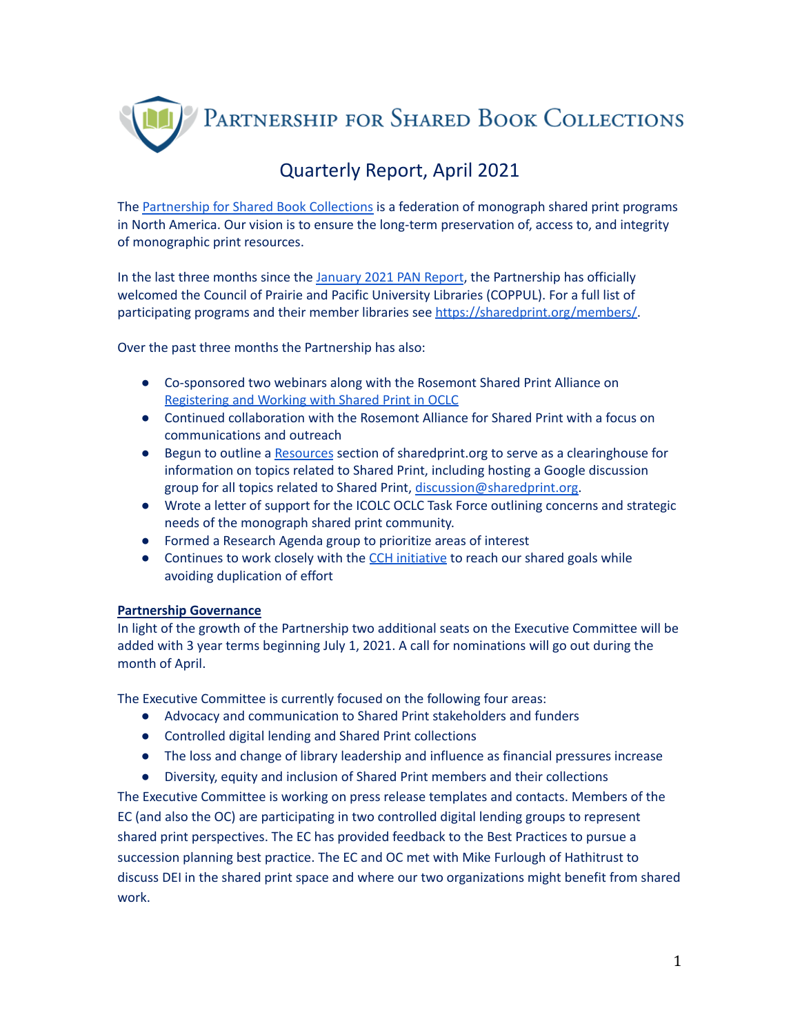# Partnership for Shared Book Collections

## Quarterly Report, April 2021

The Partnership for Shared Book Collections is a federation of monograph shared print programs in North America. Our vision is to ensure the long-term preservation of, access to, and integrity of monographic print resources.

In the last three months since the January 2021 PAN Report, the Partnership has officially welcomed the Council of Prairie and Pacific University Libraries (COPPUL). For a full list of participating programs and their member libraries see https://sharedprint.org/members/.

Over the past three months the Partnership has also:

- Co-sponsored two webinars along with the Rosemont Shared Print Alliance on Registering and Working with Shared Print in OCLC
- Continued collaboration with the Rosemont Alliance for Shared Print with a focus on communications and outreach
- Begun to outline a Resources section of sharedprint.org to serve as a clearinghouse for information on topics related to Shared Print, including hosting a Google discussion group for all topics related to Shared Print, discussion@sharedprint.org.
- Wrote a letter of support for the ICOLC OCLC Task Force outlining concerns and strategic needs of the monograph shared print community.
- Formed a Research Agenda group to prioritize areas of interest
- Continues to work closely with the CCH initiative to reach our shared goals while avoiding duplication of effort

**Partnership Governance**

In light of the growth of the Partnership two additional seats on the Executive Committee will be added with 3 year terms beginning July 1, 2021. A call for nominations will go out during the month of April.

The Executive Committee is currently focused on the following four areas:

- Advocacy and communication to Shared Print stakeholders and funders
- Controlled digital lending and Shared Print collections
- The loss and change of library leadership and influence as financial pressures increase
- Diversity, equity and inclusion of Shared Print members and their collections

The Executive Committee is working on press release templates and contacts. Members of the EC (and also the OC) are participating in two controlled digital lending groups to represent shared print perspectives. The EC has provided feedback to the Best Practices to pursue a succession planning best practice. The EC and OC met with Mike Furlough of Hathitrust to discuss DEI in the shared print space and where our two organizations might benefit from shared work.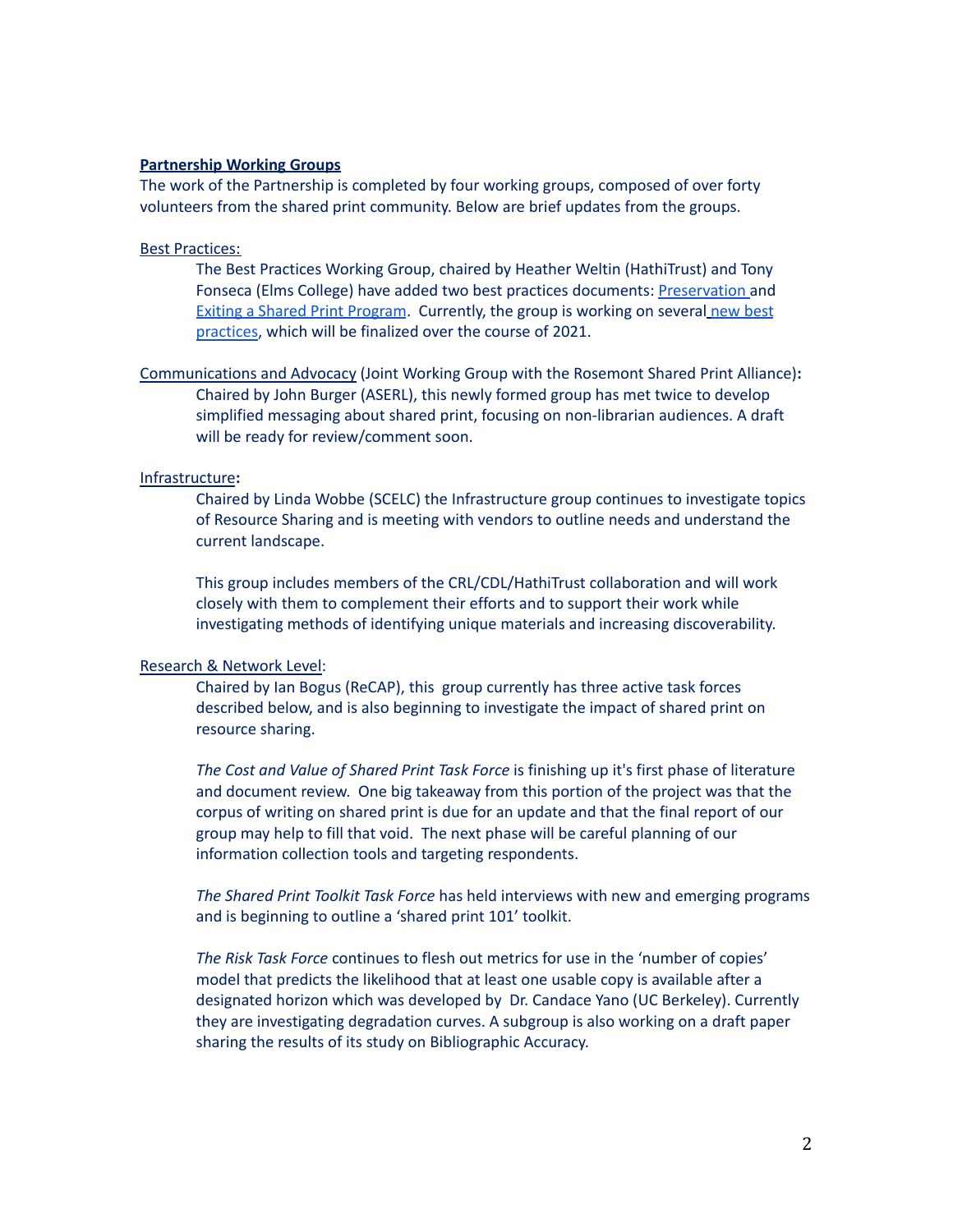**Partnership Working Groups**

The work of the Partnership is completed by four working groups, composed of over forty volunteers from the shared print community. Below are brief updates from the groups.

Best Practices:

The Best Practices Working Group, chaired by Heather Weltin (HathiTrust) and Tony Fonseca (Elms College) have added two best practices documents: Preservation and Exiting a Shared Print Program. Currently, the group is working on several new best practices, which will be finalized over the course of 2021.

Communications and Advocacy (Joint Working Group with the Rosemont Shared Print Alliance)**:**

Chaired by John Burger (ASERL), this newly formed group has met twice to develop simplified messaging about shared print, focusing on non-librarian audiences. A draft will be ready for review/comment soon.

Infrastructure**:**

Chaired by Linda Wobbe (SCELC) the Infrastructure group continues to investigate topics of Resource Sharing and is meeting with vendors to outline needs and understand the current landscape.

This group includes members of the CRL/CDL/HathiTrust collaboration and will work closely with them to complement their efforts and to support their work while investigating methods of identifying unique materials and increasing discoverability.

Research & Network Level:

Chaired by Ian Bogus (ReCAP), this group currently has three active task forces described below, and is also beginning to investigate the impact of shared print on resource sharing.

*The Cost and Value of Shared Print Task Force* is finishing up it's first phase of literature and document review. One big takeaway from this portion of the project was that the corpus of writing on shared print is due for an update and that the final report of our group may help to fill that void. The next phase will be careful planning of our information collection tools and targeting respondents.

*The Shared Print Toolkit Task Force* has held interviews with new and emerging programs and is beginning to outline a 'shared print 101' toolkit.

*The Risk Task Force* continues to flesh out metrics for use in the 'number of copies' model that predicts the likelihood that at least one usable copy is available after a designated horizon which was developed by Dr. Candace Yano (UC Berkeley). Currently they are investigating degradation curves. A subgroup is also working on a draft paper sharing the results of its study on Bibliographic Accuracy.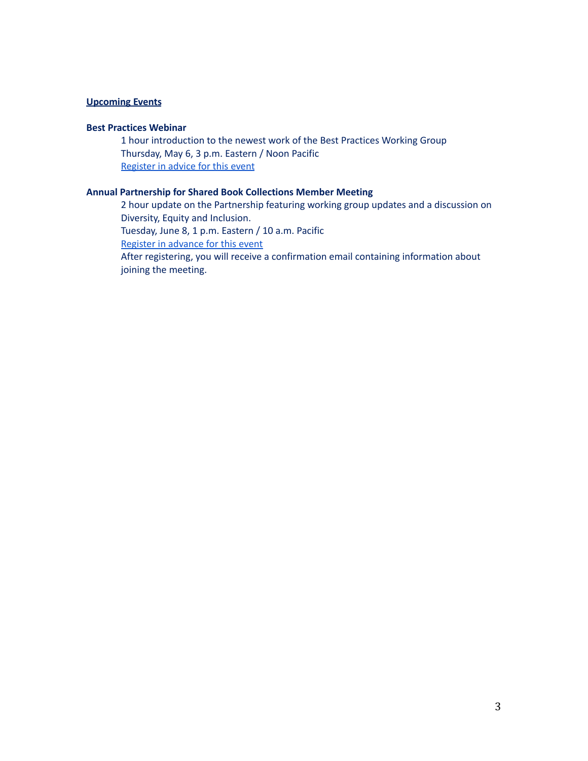## Upcoming Events

**Best Practices Webinar**

1 hour introduction to the newest work of the Best Practices Working Group
Thursday, May 6, 3 p.m. Eastern / Noon Pacific
Register in advice for this event

**Annual Partnership for Shared Book Collections Member Meeting**

2 hour update on the Partnership featuring working group updates and a discussion on Diversity, Equity and Inclusion.
Tuesday, June 8, 1 p.m. Eastern / 10 a.m. Pacific
Register in advance for this event
After registering, you will receive a confirmation email containing information about joining the meeting.